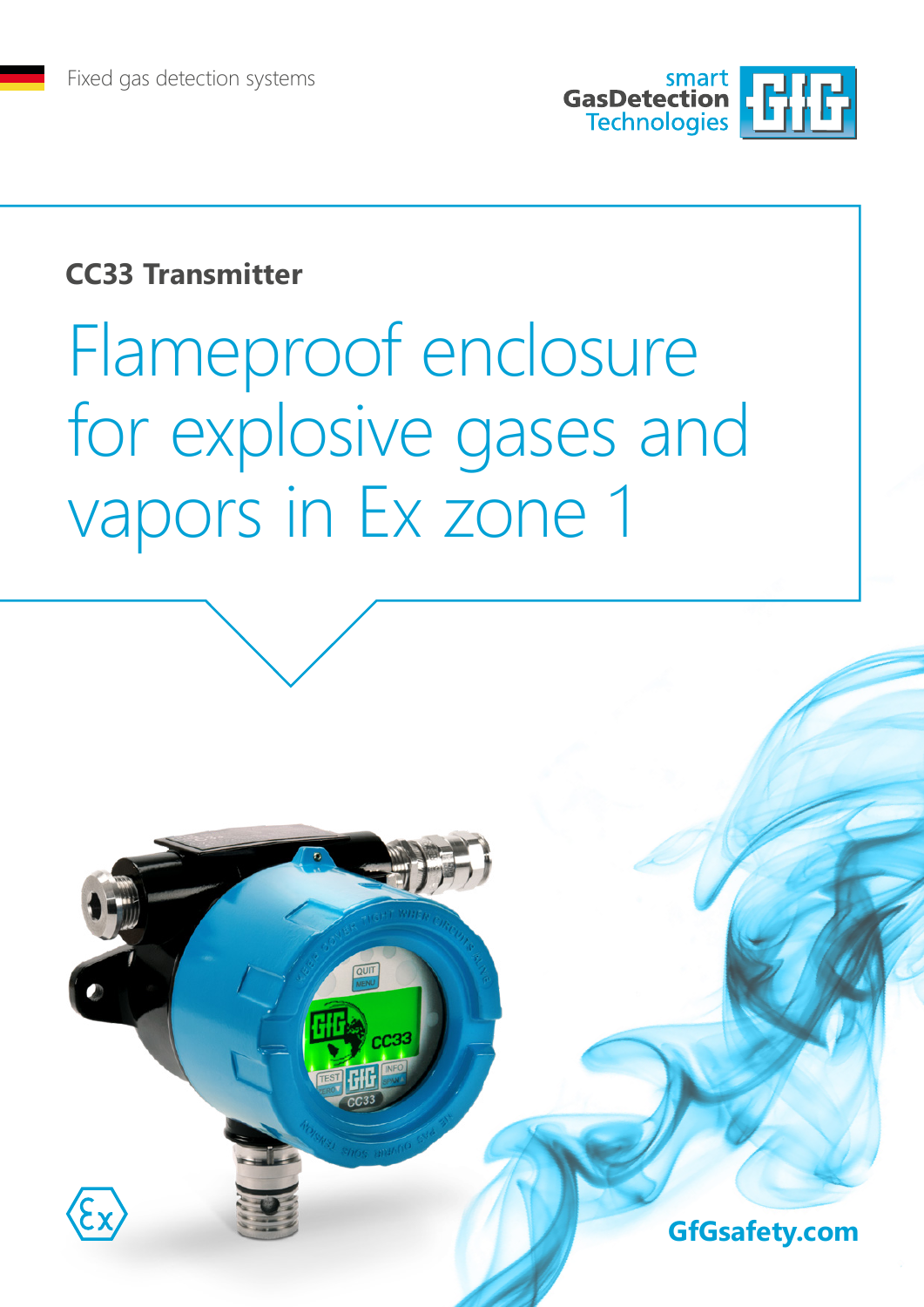Fixed gas detection systems

smart GasDetection Technologies

## CC33 Transmitter

# Flameproof enclosure for explosive gases and vapors in Ex zone 1

GfGsafety.com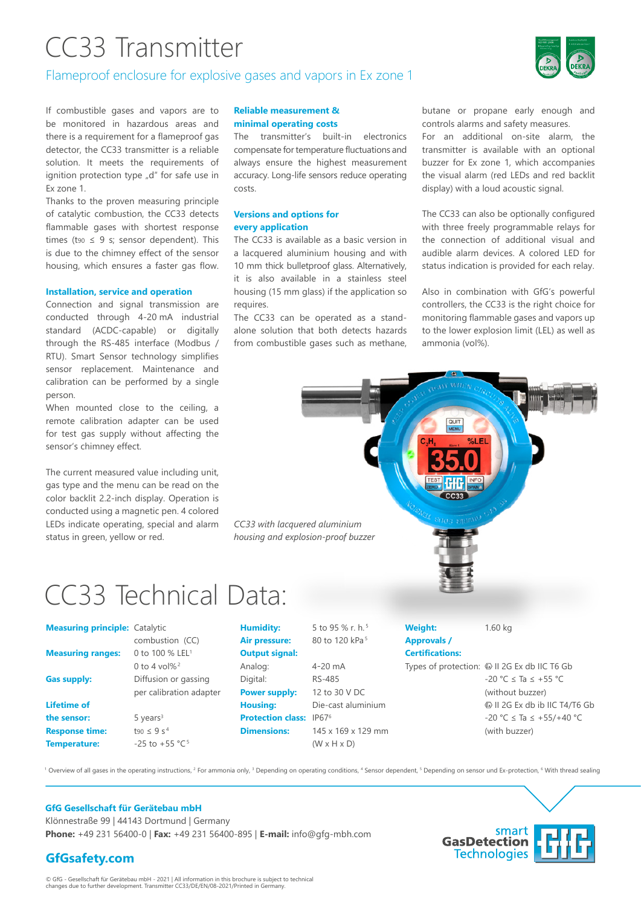# CC33 Transmitter

## Flameproof enclosure for explosive gases and vapors in Ex zone 1

If combustible gases and vapors are to be monitored in hazardous areas and there is a requirement for a flameproof gas detector, the CC33 transmitter is a reliable solution. It meets the requirements of ignition protection type „d" for safe use in Ex zone 1.

Thanks to the proven measuring principle of catalytic combustion, the CC33 detects flammable gases with shortest response times ($t_{90} \leq 9$ s; sensor dependent). This is due to the chimney effect of the sensor housing, which ensures a faster gas flow.

### Installation, service and operation

Connection and signal transmission are conducted through 4-20 mA industrial standard (ACDC-capable) or digitally through the RS-485 interface (Modbus / RTU). Smart Sensor technology simplifies sensor replacement. Maintenance and calibration can be performed by a single person.

When mounted close to the ceiling, a remote calibration adapter can be used for test gas supply without affecting the sensor's chimney effect.

The current measured value including unit, gas type and the menu can be read on the color backlit 2.2-inch display. Operation is conducted using a magnetic pen. 4 colored LEDs indicate operating, special and alarm status in green, yellow or red.

### Reliable measurement & minimal operating costs

The transmitter's built-in electronics compensate for temperature fluctuations and always ensure the highest measurement accuracy. Long-life sensors reduce operating costs.

### Versions and options for every application

The CC33 is available as a basic version in a lacquered aluminium housing and with 10 mm thick bulletproof glass. Alternatively, it is also available in a stainless steel housing (15 mm glass) if the application so requires.

The CC33 can be operated as a stand-alone solution that both detects hazards from combustible gases such as methane, butane or propane early enough and controls alarms and safety measures.

For an additional on-site alarm, the transmitter is available with an optional buzzer for Ex zone 1, which accompanies the visual alarm (red LEDs and red backlit display) with a loud acoustic signal.

The CC33 can also be optionally configured with three freely programmable relays for the connection of additional visual and audible alarm devices. A colored LED for status indication is provided for each relay.

Also in combination with GfG's powerful controllers, the CC33 is the right choice for monitoring flammable gases and vapors up to the lower explosion limit (LEL) as well as ammonia (vol%).

*CC33 with lacquered aluminium housing and explosion-proof buzzer*

# CC33 Technical Data:

| | |
|---|---|
| **Measuring principle:** | Catalytic combustion (CC) |
| **Measuring ranges:** | 0 to 100 % LEL[1] |
| | 0 to 4 vol%[2] |
| **Gas supply:** | Diffusion or gassing per calibration adapter |
| **Lifetime of the sensor:** | 5 years[3] |
| **Response time:** | $t_{90} \leq 9$ s[4] |
| **Temperature:** | -25 to +55 °C[5] |
| **Humidity:** | 5 to 95 % r. h.[5] |
| **Air pressure:** | 80 to 120 kPa[5] |
| **Output signal:** | |
| Analog: | 4-20 mA |
| Digital: | RS-485 |
| **Power supply:** | 12 to 30 V DC |
| **Housing:** | Die-cast aluminium |
| **Protection class:** | IP67[6] |
| **Dimensions:** | 145 x 169 x 129 mm (W x H x D) |
| **Weight:** | 1.60 kg |
| **Approvals / Certifications:** | |
| Types of protection: | Ex II 2G Ex db IIC T6 Gb<br>-20 °C ≤ Ta ≤ +55 °C<br>(without buzzer) |
| | Ex II 2G Ex db ib IIC T4/T6 Gb<br>-20 °C ≤ Ta ≤ +55/+40 °C<br>(with buzzer) |

[1] Overview of all gases in the operating instructions, [2] For ammonia only, [3] Depending on operating conditions, [4] Sensor dependent, [5] Depending on sensor und Ex-protection, [6] With thread sealing

**GfG Gesellschaft für Gerätebau mbH**
Klönnestraße 99 | 44143 Dortmund | Germany
**Phone:** +49 231 56400-0 | **Fax:** +49 231 56400-895 | **E-mail:** info@gfg-mbh.com

**GfGsafety.com**

smart GasDetection Technologies

© GfG - Gesellschaft für Gerätebau mbH - 2021 | All information in this brochure is subject to technical changes due to further development. Transmitter CC33/DE/EN/08-2021/Printed in Germany.